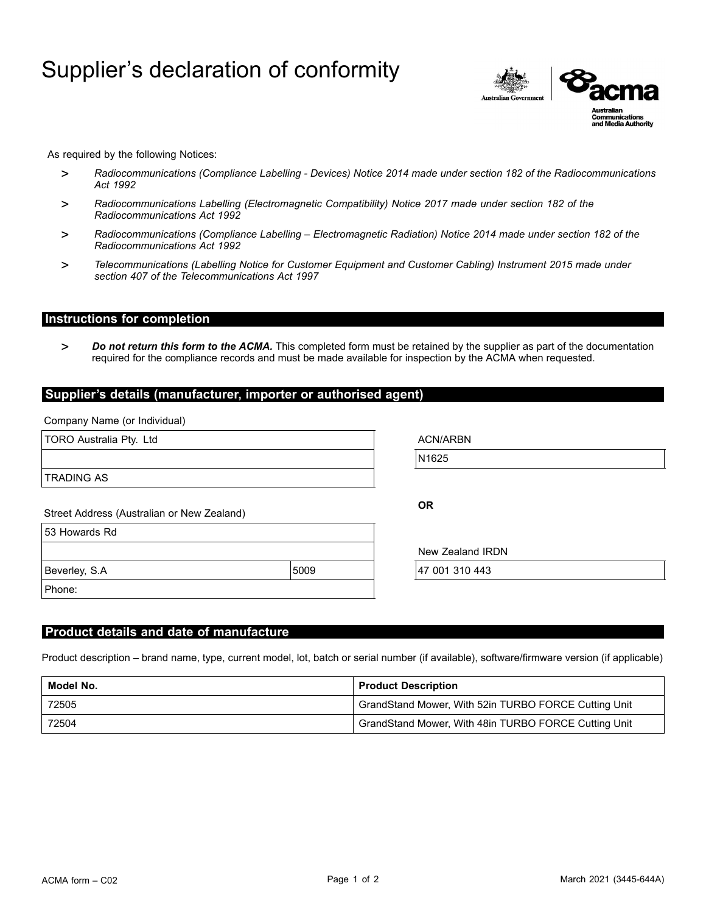# Supplier's declaration of conformity

Australian Government | acma Australian Communications and Media Authority

As required by the following Notices:

- *Radiocommunications (Compliance Labelling - Devices) Notice 2014 made under section 182 of the Radiocommunications Act 1992*
- *Radiocommunications Labelling (Electromagnetic Compatibility) Notice 2017 made under section 182 of the Radiocommunications Act 1992*
- *Radiocommunications (Compliance Labelling – Electromagnetic Radiation) Notice 2014 made under section 182 of the Radiocommunications Act 1992*
- *Telecommunications (Labelling Notice for Customer Equipment and Customer Cabling) Instrument 2015 made under section 407 of the Telecommunications Act 1997*

## Instructions for completion

- ***Do not return this form to the ACMA.*** This completed form must be retained by the supplier as part of the documentation required for the compliance records and must be made available for inspection by the ACMA when requested.

## Supplier's details (manufacturer, importer or authorised agent)

Company Name (or Individual)

TORO Australia Pty. Ltd

TRADING AS

Street Address (Australian or New Zealand)

53 Howards Rd

Beverley, S.A 5009

Phone:

ACN/ARBN

N1625

**OR**

New Zealand IRDN

47 001 310 443

## Product details and date of manufacture

Product description – brand name, type, current model, lot, batch or serial number (if available), software/firmware version (if applicable)

| Model No. | Product Description |
|---|---|
| 72505 | GrandStand Mower, With 52in TURBO FORCE Cutting Unit |
| 72504 | GrandStand Mower, With 48in TURBO FORCE Cutting Unit |

ACMA form – C02

March 2021 (3445-644A)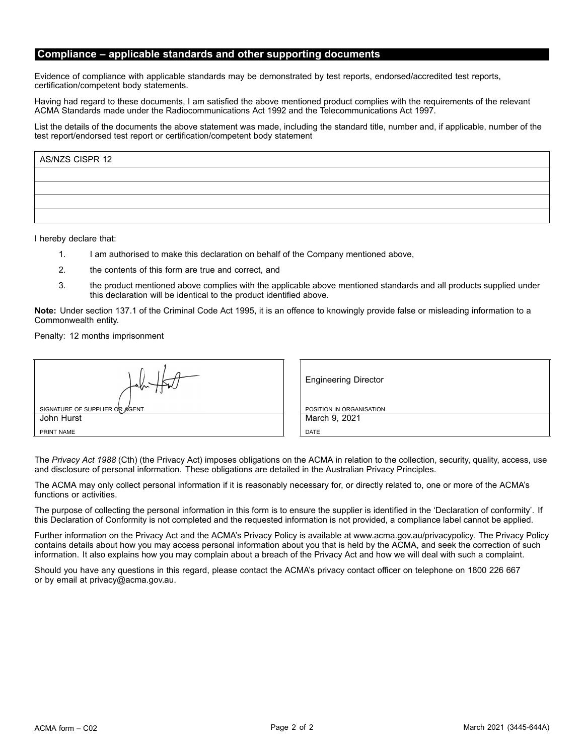## Compliance – applicable standards and other supporting documents

Evidence of compliance with applicable standards may be demonstrated by test reports, endorsed/accredited test reports, certification/competent body statements.

Having had regard to these documents, I am satisfied the above mentioned product complies with the requirements of the relevant ACMA Standards made under the Radiocommunications Act 1992 and the Telecommunications Act 1997.

List the details of the documents the above statement was made, including the standard title, number and, if applicable, number of the test report/endorsed test report or certification/competent body statement

| |
|---|
| AS/NZS CISPR 12 |
| |
| |
| |
| |

I hereby declare that:

1. I am authorised to make this declaration on behalf of the Company mentioned above,
2. the contents of this form are true and correct, and
3. the product mentioned above complies with the applicable above mentioned standards and all products supplied under this declaration will be identical to the product identified above.

**Note:** Under section 137.1 of the Criminal Code Act 1995, it is an offence to knowingly provide false or misleading information to a Commonwealth entity.

Penalty: 12 months imprisonment

| | |
|---|---|
| SIGNATURE OF SUPPLIER OR AGENT | Engineering Director<br>POSITION IN ORGANISATION |
| John Hurst<br>PRINT NAME | March 9, 2021<br>DATE |

The *Privacy Act 1988* (Cth) (the Privacy Act) imposes obligations on the ACMA in relation to the collection, security, quality, access, use and disclosure of personal information. These obligations are detailed in the Australian Privacy Principles.

The ACMA may only collect personal information if it is reasonably necessary for, or directly related to, one or more of the ACMA's functions or activities.

The purpose of collecting the personal information in this form is to ensure the supplier is identified in the 'Declaration of conformity'. If this Declaration of Conformity is not completed and the requested information is not provided, a compliance label cannot be applied.

Further information on the Privacy Act and the ACMA's Privacy Policy is available at www.acma.gov.au/privacypolicy. The Privacy Policy contains details about how you may access personal information about you that is held by the ACMA, and seek the correction of such information. It also explains how you may complain about a breach of the Privacy Act and how we will deal with such a complaint.

Should you have any questions in this regard, please contact the ACMA's privacy contact officer on telephone on 1800 226 667 or by email at privacy@acma.gov.au.

ACMA form – C02

March 2021 (3445-644A)